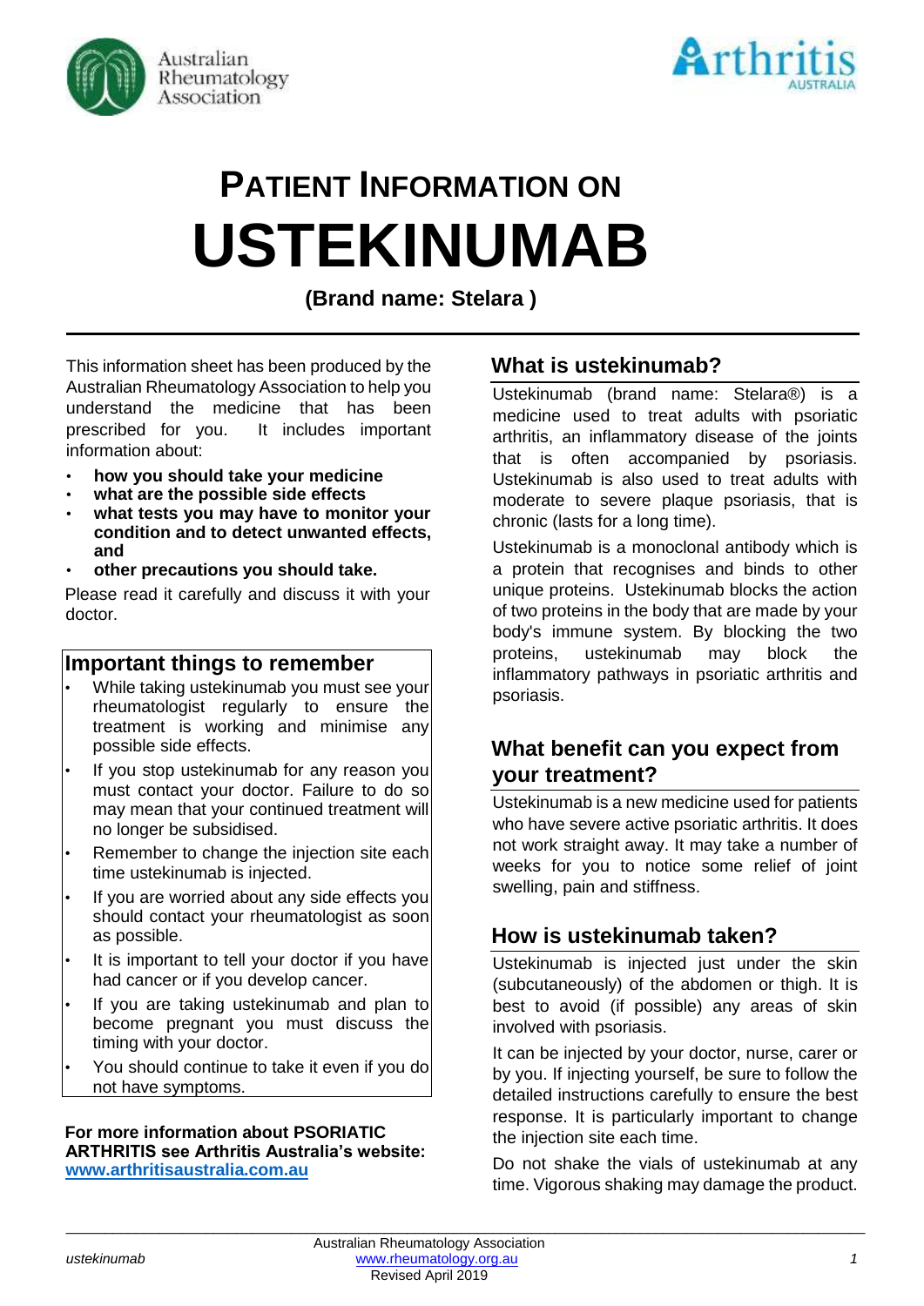# PATIENT INFORMATION ON USTEKINUMAB

**(Brand name: Stelara )**

This information sheet has been produced by the Australian Rheumatology Association to help you understand the medicine that has been prescribed for you. It includes important information about:

- **how you should take your medicine**
- **what are the possible side effects**
- **what tests you may have to monitor your condition and to detect unwanted effects, and**
- **other precautions you should take.**

Please read it carefully and discuss it with your doctor.

## Important things to remember

- While taking ustekinumab you must see your rheumatologist regularly to ensure the treatment is working and minimise any possible side effects.
- If you stop ustekinumab for any reason you must contact your doctor. Failure to do so may mean that your continued treatment will no longer be subsidised.
- Remember to change the injection site each time ustekinumab is injected.
- If you are worried about any side effects you should contact your rheumatologist as soon as possible.
- It is important to tell your doctor if you have had cancer or if you develop cancer.
- If you are taking ustekinumab and plan to become pregnant you must discuss the timing with your doctor.
- You should continue to take it even if you do not have symptoms.

**For more information about PSORIATIC ARTHRITIS see Arthritis Australia's website: [www.arthritisaustralia.com.au](http://www.arthritisaustralia.com.au)**

## What is ustekinumab?

Ustekinumab (brand name: Stelara®) is a medicine used to treat adults with psoriatic arthritis, an inflammatory disease of the joints that is often accompanied by psoriasis. Ustekinumab is also used to treat adults with moderate to severe plaque psoriasis, that is chronic (lasts for a long time).

Ustekinumab is a monoclonal antibody which is a protein that recognises and binds to other unique proteins. Ustekinumab blocks the action of two proteins in the body that are made by your body's immune system. By blocking the two proteins, ustekinumab may block the inflammatory pathways in psoriatic arthritis and psoriasis.

## What benefit can you expect from your treatment?

Ustekinumab is a new medicine used for patients who have severe active psoriatic arthritis. It does not work straight away. It may take a number of weeks for you to notice some relief of joint swelling, pain and stiffness.

## How is ustekinumab taken?

Ustekinumab is injected just under the skin (subcutaneously) of the abdomen or thigh. It is best to avoid (if possible) any areas of skin involved with psoriasis.

It can be injected by your doctor, nurse, carer or by you. If injecting yourself, be sure to follow the detailed instructions carefully to ensure the best response. It is particularly important to change the injection site each time.

Do not shake the vials of ustekinumab at any time. Vigorous shaking may damage the product.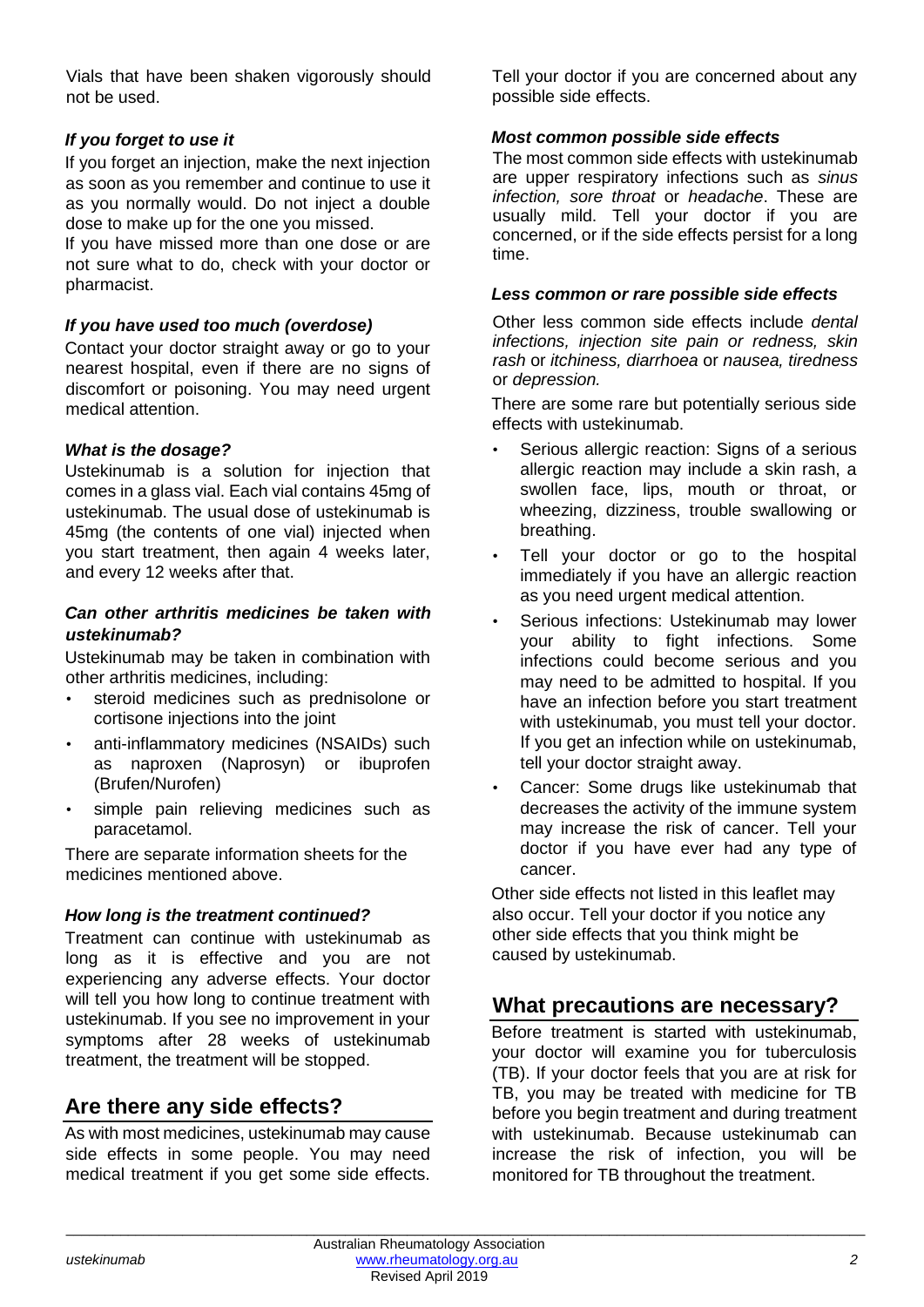Vials that have been shaken vigorously should not be used.

### *If you forget to use it*

If you forget an injection, make the next injection as soon as you remember and continue to use it as you normally would. Do not inject a double dose to make up for the one you missed.

If you have missed more than one dose or are not sure what to do, check with your doctor or pharmacist.

### *If you have used too much (overdose)*

Contact your doctor straight away or go to your nearest hospital, even if there are no signs of discomfort or poisoning. You may need urgent medical attention.

### *What is the dosage?*

Ustekinumab is a solution for injection that comes in a glass vial. Each vial contains 45mg of ustekinumab. The usual dose of ustekinumab is 45mg (the contents of one vial) injected when you start treatment, then again 4 weeks later, and every 12 weeks after that.

### *Can other arthritis medicines be taken with ustekinumab?*

Ustekinumab may be taken in combination with other arthritis medicines, including:

- steroid medicines such as prednisolone or cortisone injections into the joint
- anti-inflammatory medicines (NSAIDs) such as naproxen (Naprosyn) or ibuprofen (Brufen/Nurofen)
- simple pain relieving medicines such as paracetamol.

There are separate information sheets for the medicines mentioned above.

### *How long is the treatment continued?*

Treatment can continue with ustekinumab as long as it is effective and you are not experiencing any adverse effects. Your doctor will tell you how long to continue treatment with ustekinumab. If you see no improvement in your symptoms after 28 weeks of ustekinumab treatment, the treatment will be stopped.

## Are there any side effects?

As with most medicines, ustekinumab may cause side effects in some people. You may need medical treatment if you get some side effects. Tell your doctor if you are concerned about any possible side effects.

### *Most common possible side effects*

The most common side effects with ustekinumab are upper respiratory infections such as *sinus infection, sore throat* or *headache*. These are usually mild. Tell your doctor if you are concerned, or if the side effects persist for a long time.

### *Less common or rare possible side effects*

Other less common side effects include *dental infections, injection site pain or redness, skin rash* or *itchiness, diarrhoea* or *nausea, tiredness* or *depression.*

There are some rare but potentially serious side effects with ustekinumab.

- Serious allergic reaction: Signs of a serious allergic reaction may include a skin rash, a swollen face, lips, mouth or throat, or wheezing, dizziness, trouble swallowing or breathing.
- Tell your doctor or go to the hospital immediately if you have an allergic reaction as you need urgent medical attention.
- Serious infections: Ustekinumab may lower your ability to fight infections. Some infections could become serious and you may need to be admitted to hospital. If you have an infection before you start treatment with ustekinumab, you must tell your doctor. If you get an infection while on ustekinumab, tell your doctor straight away.
- Cancer: Some drugs like ustekinumab that decreases the activity of the immune system may increase the risk of cancer. Tell your doctor if you have ever had any type of cancer.

Other side effects not listed in this leaflet may also occur. Tell your doctor if you notice any other side effects that you think might be caused by ustekinumab.

## What precautions are necessary?

Before treatment is started with ustekinumab, your doctor will examine you for tuberculosis (TB). If your doctor feels that you are at risk for TB, you may be treated with medicine for TB before you begin treatment and during treatment with ustekinumab. Because ustekinumab can increase the risk of infection, you will be monitored for TB throughout the treatment.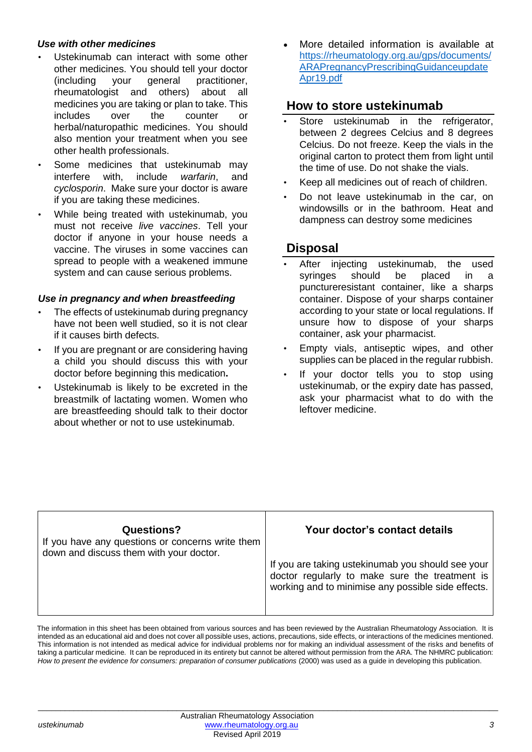### *Use with other medicines*

- Ustekinumab can interact with some other other medicines. You should tell your doctor (including your general practitioner, rheumatologist and others) about all medicines you are taking or plan to take. This includes over the counter or herbal/naturopathic medicines. You should also mention your treatment when you see other health professionals.
- Some medicines that ustekinumab may interfere with, include *warfarin*, and *cyclosporin*. Make sure your doctor is aware if you are taking these medicines.
- While being treated with ustekinumab, you must not receive *live vaccines*. Tell your doctor if anyone in your house needs a vaccine. The viruses in some vaccines can spread to people with a weakened immune system and can cause serious problems.

### *Use in pregnancy and when breastfeeding*

- The effects of ustekinumab during pregnancy have not been well studied, so it is not clear if it causes birth defects.
- If you are pregnant or are considering having a child you should discuss this with your doctor before beginning this medication**.**
- Ustekinumab is likely to be excreted in the breastmilk of lactating women. Women who are breastfeeding should talk to their doctor about whether or not to use ustekinumab.
- More detailed information is available at [https://rheumatology.org.au/gps/documents/ARAPregnancyPrescribingGuidanceupdateApr19.pdf](https://rheumatology.org.au/gps/documents/ARAPregnancyPrescribingGuidanceupdateApr19.pdf)

## How to store ustekinumab

- Store ustekinumab in the refrigerator, between 2 degrees Celcius and 8 degrees Celcius. Do not freeze. Keep the vials in the original carton to protect them from light until the time of use. Do not shake the vials.
- Keep all medicines out of reach of children.
- Do not leave ustekinumab in the car, on windowsills or in the bathroom. Heat and dampness can destroy some medicines

## Disposal

- After injecting ustekinumab, the used syringes should be placed in a punctureresistant container, like a sharps container. Dispose of your sharps container according to your state or local regulations. If unsure how to dispose of your sharps container, ask your pharmacist.
- Empty vials, antiseptic wipes, and other supplies can be placed in the regular rubbish.
- If your doctor tells you to stop using ustekinumab, or the expiry date has passed, ask your pharmacist what to do with the leftover medicine.

| **Questions?** | **Your doctor's contact details** |
|---|---|
| If you have any questions or concerns write them down and discuss them with your doctor. | If you are taking ustekinumab you should see your doctor regularly to make sure the treatment is working and to minimise any possible side effects. |

The information in this sheet has been obtained from various sources and has been reviewed by the Australian Rheumatology Association. It is intended as an educational aid and does not cover all possible uses, actions, precautions, side effects, or interactions of the medicines mentioned. This information is not intended as medical advice for individual problems nor for making an individual assessment of the risks and benefits of taking a particular medicine. It can be reproduced in its entirety but cannot be altered without permission from the ARA. The NHMRC publication: *How to present the evidence for consumers: preparation of consumer publications* (2000) was used as a guide in developing this publication.